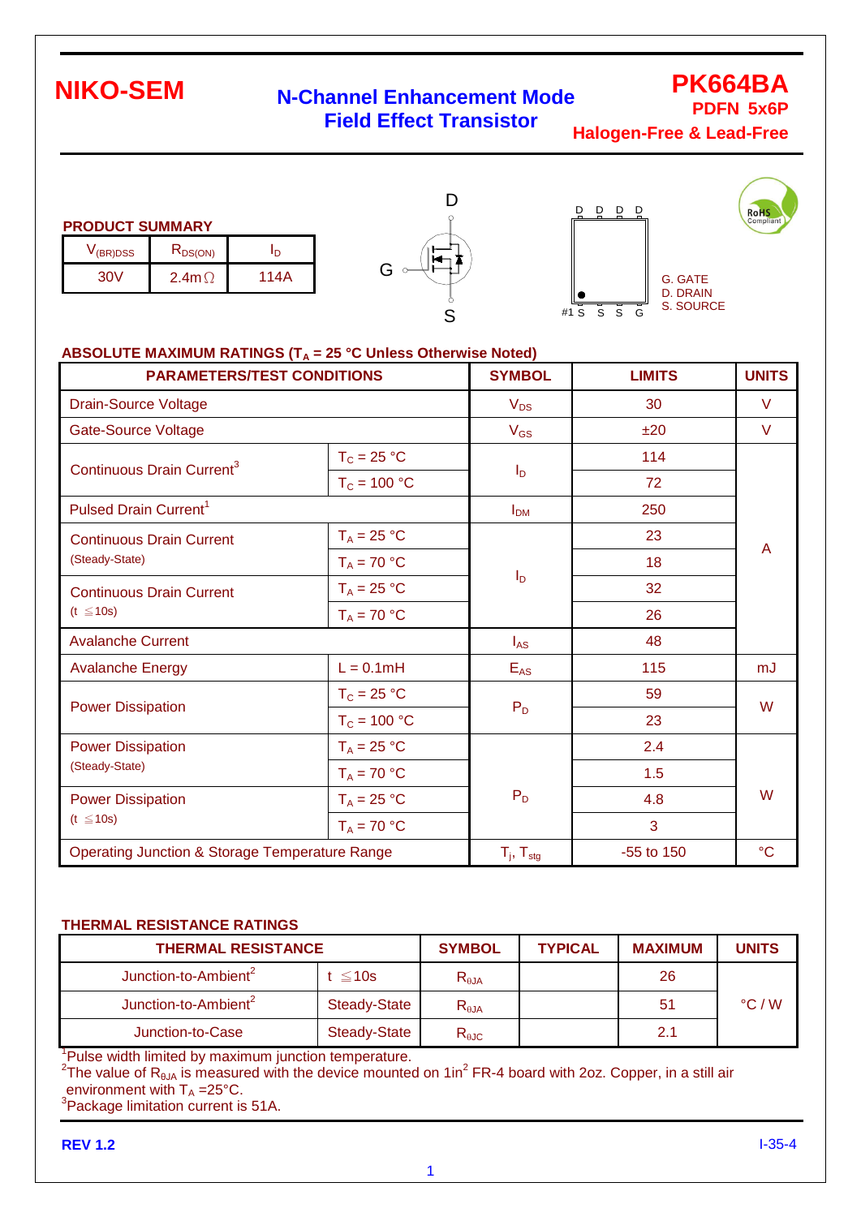# NIKO-SEM

## N-Channel Enhancement Mode Field Effect Transistor

**PK664BA**
**PDFN 5x6P**
**Halogen-Free & Lead-Free**

### PRODUCT SUMMARY

| $V_{(BR)DSS}$ | $R_{DS(ON)}$ | $I_D$ |
|---|---|---|
| 30V | 2.4mΩ | 114A |

D, G, S

D D D D
#1 S S S G

G. GATE
D. DRAIN
S. SOURCE

RoHS Compliant

### ABSOLUTE MAXIMUM RATINGS ($T_A$ = 25 °C Unless Otherwise Noted)

| PARAMETERS/TEST CONDITIONS | | SYMBOL | LIMITS | UNITS |
|---|---|---|---|---|
| Drain-Source Voltage | | $V_{DS}$ | 30 | V |
| Gate-Source Voltage | | $V_{GS}$ | ±20 | V |
| Continuous Drain Current[3] | $T_C$ = 25 °C | $I_D$ | 114 | A |
| | $T_C$ = 100 °C | | 72 | |
| Pulsed Drain Current[1] | | $I_{DM}$ | 250 | |
| Continuous Drain Current (Steady-State) | $T_A$ = 25 °C | $I_D$ | 23 | |
| | $T_A$ = 70 °C | | 18 | |
| Continuous Drain Current (t ≦10s) | $T_A$ = 25 °C | | 32 | |
| | $T_A$ = 70 °C | | 26 | |
| Avalanche Current | | $I_{AS}$ | 48 | |
| Avalanche Energy | L = 0.1mH | $E_{AS}$ | 115 | mJ |
| Power Dissipation | $T_C$ = 25 °C | $P_D$ | 59 | W |
| | $T_C$ = 100 °C | | 23 | |
| Power Dissipation (Steady-State) | $T_A$ = 25 °C | $P_D$ | 2.4 | W |
| | $T_A$ = 70 °C | | 1.5 | |
| Power Dissipation (t ≦10s) | $T_A$ = 25 °C | | 4.8 | |
| | $T_A$ = 70 °C | | 3 | |
| Operating Junction & Storage Temperature Range | | $T_j$, $T_{stg}$ | -55 to 150 | °C |

### THERMAL RESISTANCE RATINGS

| THERMAL RESISTANCE | | SYMBOL | TYPICAL | MAXIMUM | UNITS |
|---|---|---|---|---|---|
| Junction-to-Ambient[2] | t ≦10s | $R_{\theta JA}$ | | 26 | °C / W |
| Junction-to-Ambient[2] | Steady-State | $R_{\theta JA}$ | | 51 | |
| Junction-to-Case | Steady-State | $R_{\theta JC}$ | | 2.1 | |

[1]Pulse width limited by maximum junction temperature.
[2]The value of $R_{\theta JA}$ is measured with the device mounted on 1in$^2$ FR-4 board with 2oz. Copper, in a still air environment with $T_A$ =25°C.
[3]Package limitation current is 51A.

REV 1.2 I-35-4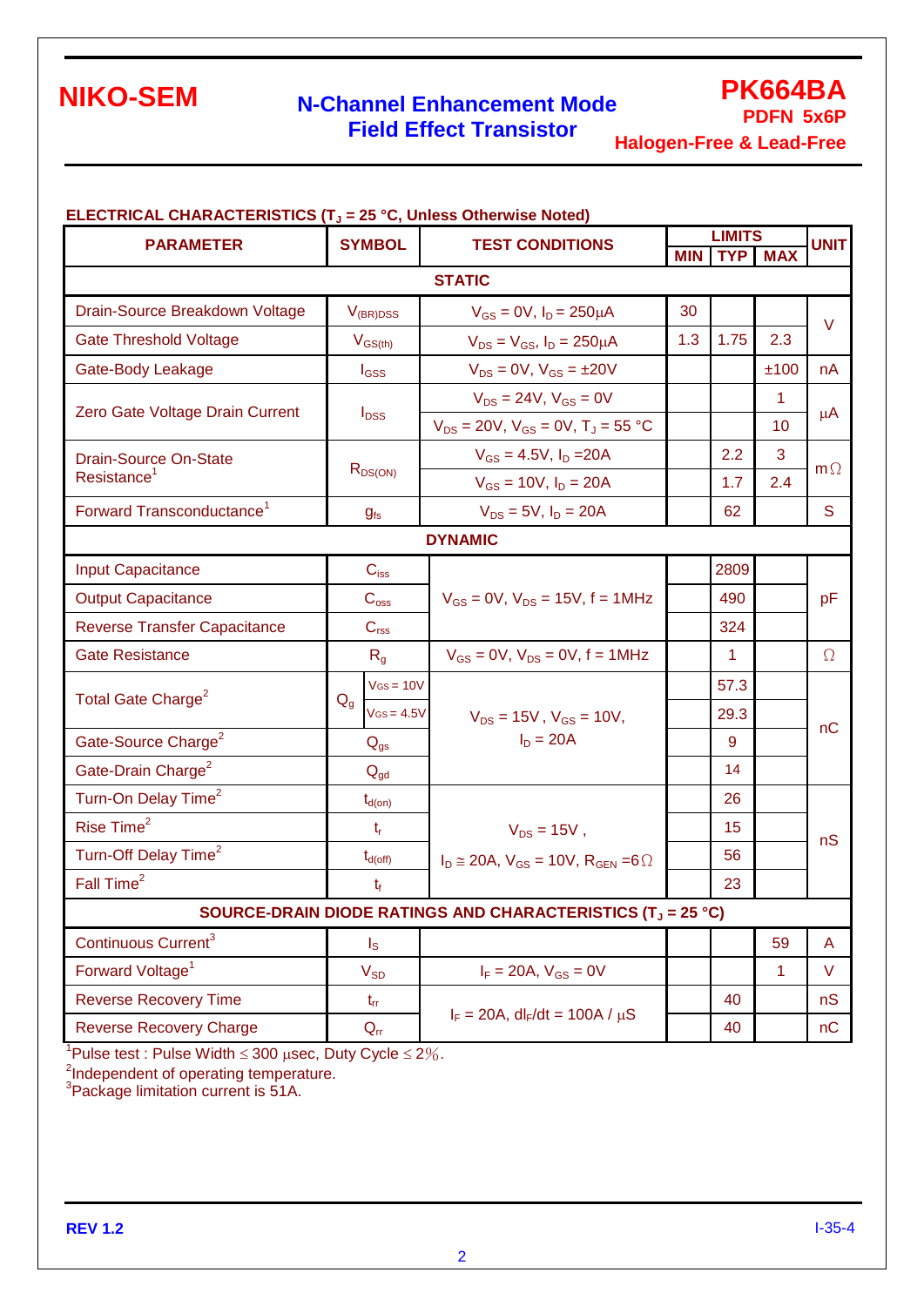**NIKO-SEM** — **N-Channel Enhancement Mode Field Effect Transistor** — **PK664BA** PDFN 5x6P Halogen-Free & Lead-Free

### ELECTRICAL CHARACTERISTICS ($T_J$ = 25 °C, Unless Otherwise Noted)

| PARAMETER | SYMBOL | TEST CONDITIONS | LIMITS MIN | LIMITS TYP | LIMITS MAX | UNIT |
|---|---|---|---|---|---|---|
| **STATIC** | | | | | | |
| Drain-Source Breakdown Voltage | $V_{(BR)DSS}$ | $V_{GS}$ = 0V, $I_D$ = 250μA | 30 | | | V |
| Gate Threshold Voltage | $V_{GS(th)}$ | $V_{DS}$ = $V_{GS}$, $I_D$ = 250μA | 1.3 | 1.75 | 2.3 | V |
| Gate-Body Leakage | $I_{GSS}$ | $V_{DS}$ = 0V, $V_{GS}$ = ±20V | | | ±100 | nA |
| Zero Gate Voltage Drain Current | $I_{DSS}$ | $V_{DS}$ = 24V, $V_{GS}$ = 0V | | | 1 | μA |
| | | $V_{DS}$ = 20V, $V_{GS}$ = 0V, $T_J$ = 55 °C | | | 10 | |
| Drain-Source On-State Resistance[1] | $R_{DS(ON)}$ | $V_{GS}$ = 4.5V, $I_D$ =20A | | 2.2 | 3 | mΩ |
| | | $V_{GS}$ = 10V, $I_D$ = 20A | | 1.7 | 2.4 | |
| Forward Transconductance[1] | $g_{fs}$ | $V_{DS}$ = 5V, $I_D$ = 20A | | 62 | | S |
| **DYNAMIC** | | | | | | |
| Input Capacitance | $C_{iss}$ | $V_{GS}$ = 0V, $V_{DS}$ = 15V, f = 1MHz | | 2809 | | pF |
| Output Capacitance | $C_{oss}$ | | | 490 | | |
| Reverse Transfer Capacitance | $C_{rss}$ | | | 324 | | |
| Gate Resistance | $R_g$ | $V_{GS}$ = 0V, $V_{DS}$ = 0V, f = 1MHz | | 1 | | Ω |
| Total Gate Charge[2] | $Q_g$ ($V_{GS}$ = 10V) | $V_{DS}$ = 15V , $V_{GS}$ = 10V, $I_D$ = 20A | | 57.3 | | nC |
| | $Q_g$ ($V_{GS}$ = 4.5V) | | | 29.3 | | |
| Gate-Source Charge[2] | $Q_{gs}$ | | | 9 | | |
| Gate-Drain Charge[2] | $Q_{gd}$ | | | 14 | | |
| Turn-On Delay Time[2] | $t_{d(on)}$ | $V_{DS}$ = 15V , $I_D$ ≅ 20A, $V_{GS}$ = 10V, $R_{GEN}$ =6Ω | | 26 | | nS |
| Rise Time[2] | $t_r$ | | | 15 | | |
| Turn-Off Delay Time[2] | $t_{d(off)}$ | | | 56 | | |
| Fall Time[2] | $t_f$ | | | 23 | | |
| **SOURCE-DRAIN DIODE RATINGS AND CHARACTERISTICS ($T_J$ = 25 °C)** | | | | | | |
| Continuous Current[3] | $I_S$ | | | | 59 | A |
| Forward Voltage[1] | $V_{SD}$ | $I_F$ = 20A, $V_{GS}$ = 0V | | | 1 | V |
| Reverse Recovery Time | $t_{rr}$ | $I_F$ = 20A, $dl_F/dt$ = 100A / μS | | 40 | | nS |
| Reverse Recovery Charge | $Q_{rr}$ | | | 40 | | nC |

[1]Pulse test : Pulse Width ≤ 300 μsec, Duty Cycle ≤ 2%.
[2]Independent of operating temperature.
[3]Package limitation current is 51A.

REV 1.2 — I-35-4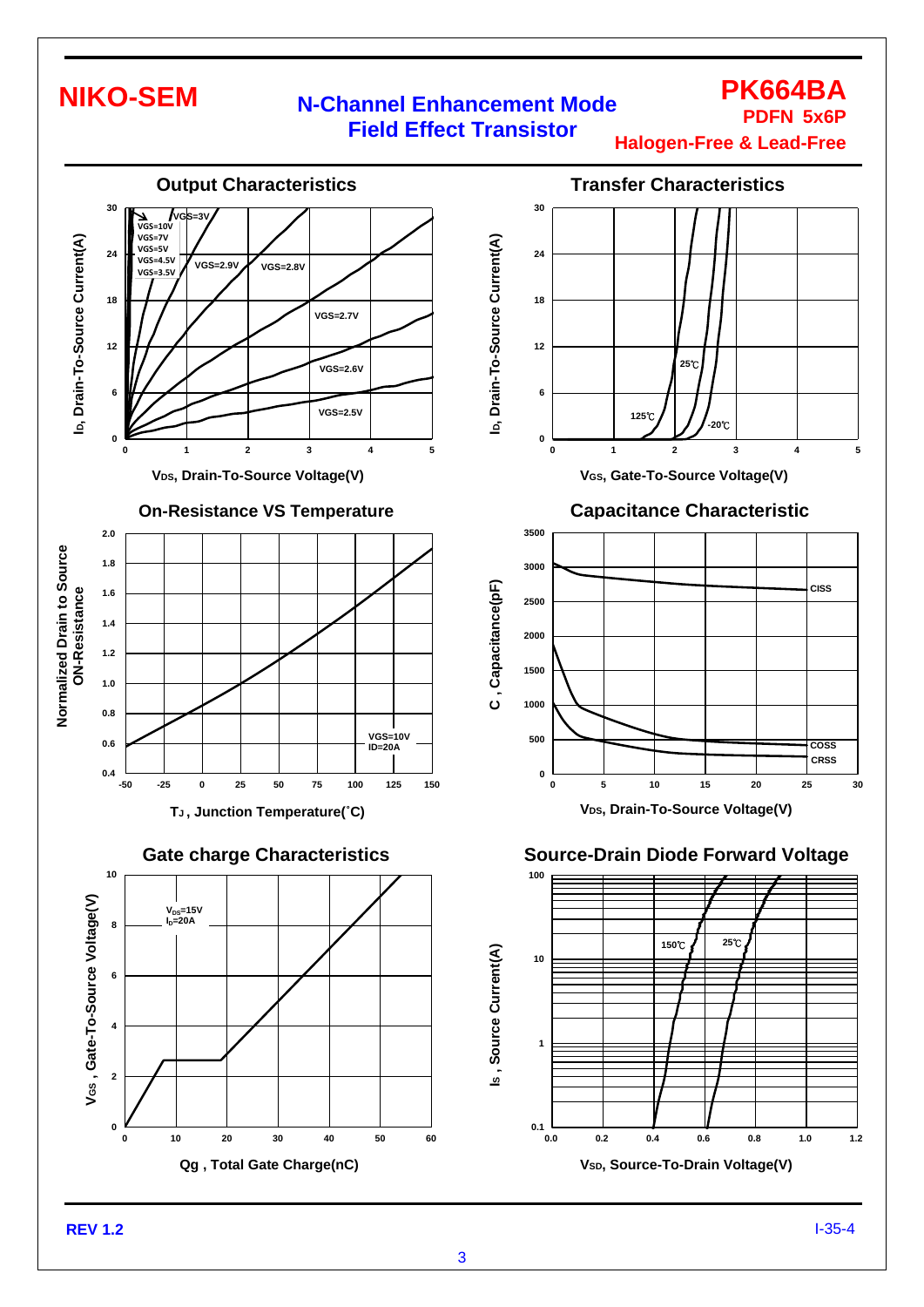# NIKO-SEM

## N-Channel Enhancement Mode Field Effect Transistor

## PK664BA

**PDFN 5x6P**

**Halogen-Free & Lead-Free**

### Output Characteristics

$I_D$, Drain-To-Source Current(A) vs. $V_{DS}$, Drain-To-Source Voltage(V)

Curves: VGS=10V, VGS=7V, VGS=5V, VGS=4.5V, VGS=3.5V, VGS=3V, VGS=2.9V, VGS=2.8V, VGS=2.7V, VGS=2.6V, VGS=2.5V

### Transfer Characteristics

$I_D$, Drain-To-Source Current(A) vs. $V_{GS}$, Gate-To-Source Voltage(V)

Curves: 125℃, 25℃, -20℃

### On-Resistance VS Temperature

Normalized Drain to Source ON-Resistance vs. $T_J$, Junction Temperature(˚C)

VGS=10V, ID=20A

### Capacitance Characteristic

C, Capacitance(pF) vs. $V_{DS}$, Drain-To-Source Voltage(V)

Curves: CISS, COSS, CRSS

### Gate charge Characteristics

$V_{GS}$, Gate-To-Source Voltage(V) vs. Qg, Total Gate Charge(nC)

$V_{DS}$=15V, $I_D$=20A

### Source-Drain Diode Forward Voltage

$I_S$, Source Current(A) vs. $V_{SD}$, Source-To-Drain Voltage(V)

Curves: 150℃, 25℃

REV 1.2

I-35-4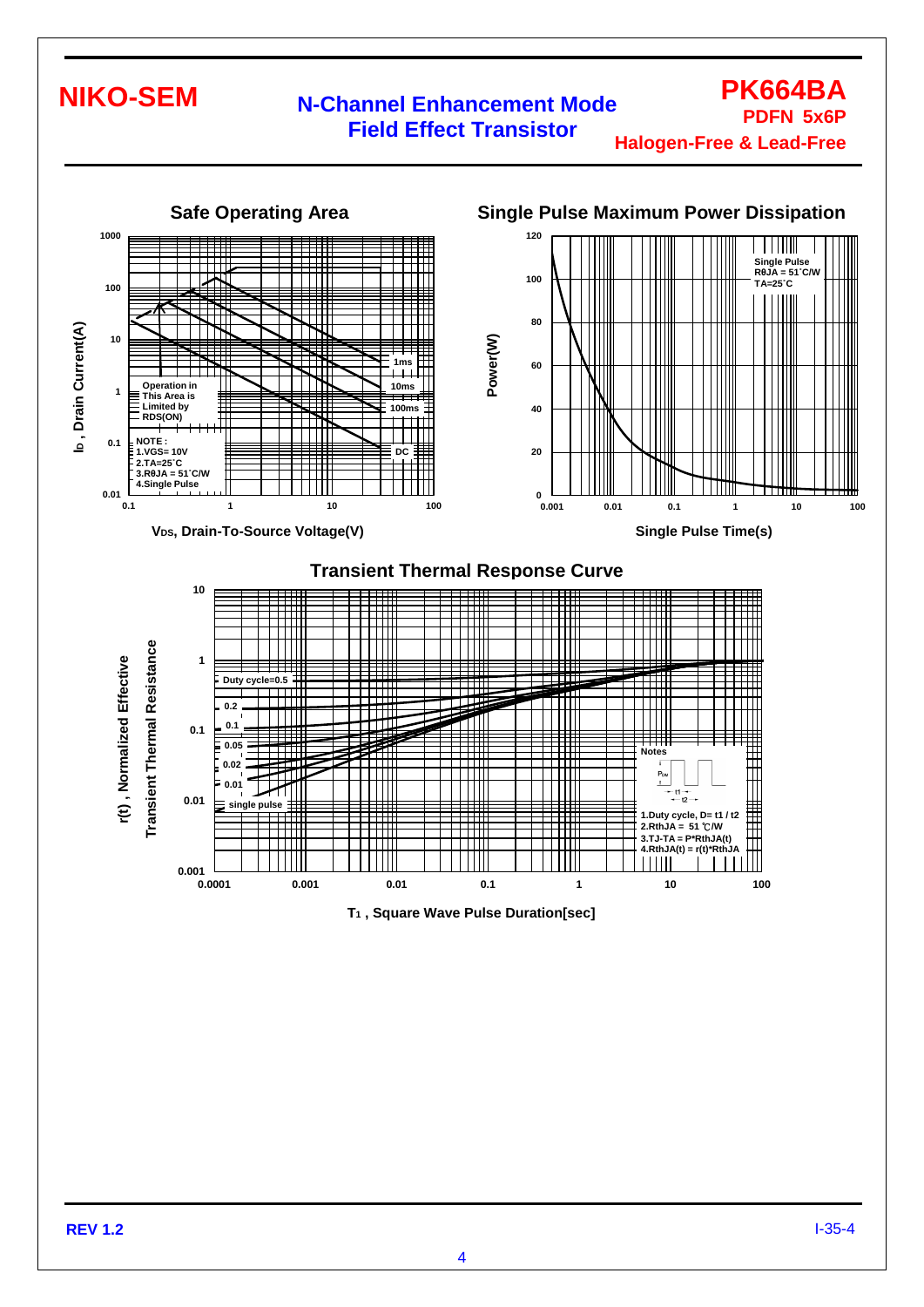## Safe Operating Area

1000
100
10
1
0.1
0.01

0.1
1
10
100

$I_D$ , Drain Current(A)

$V_{DS}$, Drain-To-Source Voltage(V)

1ms
10ms
100ms
DC

Operation in This Area is Limited by RDS(ON)

NOTE :
1.VGS= 10V
2.TA=25˚C
3.RθJA = 51˚C/W
4.Single Pulse

## Single Pulse Maximum Power Dissipation

120
100
80
60
40
20
0

0.001
0.01
0.1
1
10
100

Power(W)

Single Pulse Time(s)

Single Pulse
RθJA = 51˚C/W
TA=25˚C

## Transient Thermal Response Curve

10
1
0.1
0.01
0.001

0.0001
0.001
0.01
0.1
1
10
100

r(t) , Normalized Effective Transient Thermal Resistance

$T_1$ , Square Wave Pulse Duration[sec]

Duty cycle=0.5
0.2
0.1
0.05
0.02
0.01
single pulse

Notes
$P_{DM}$
t1
t2

1.Duty cycle, D= t1 / t2
2.RthJA = 51 ℃/W
3.TJ-TA = P*RthJA(t)
4.RthJA(t) = r(t)*RthJA